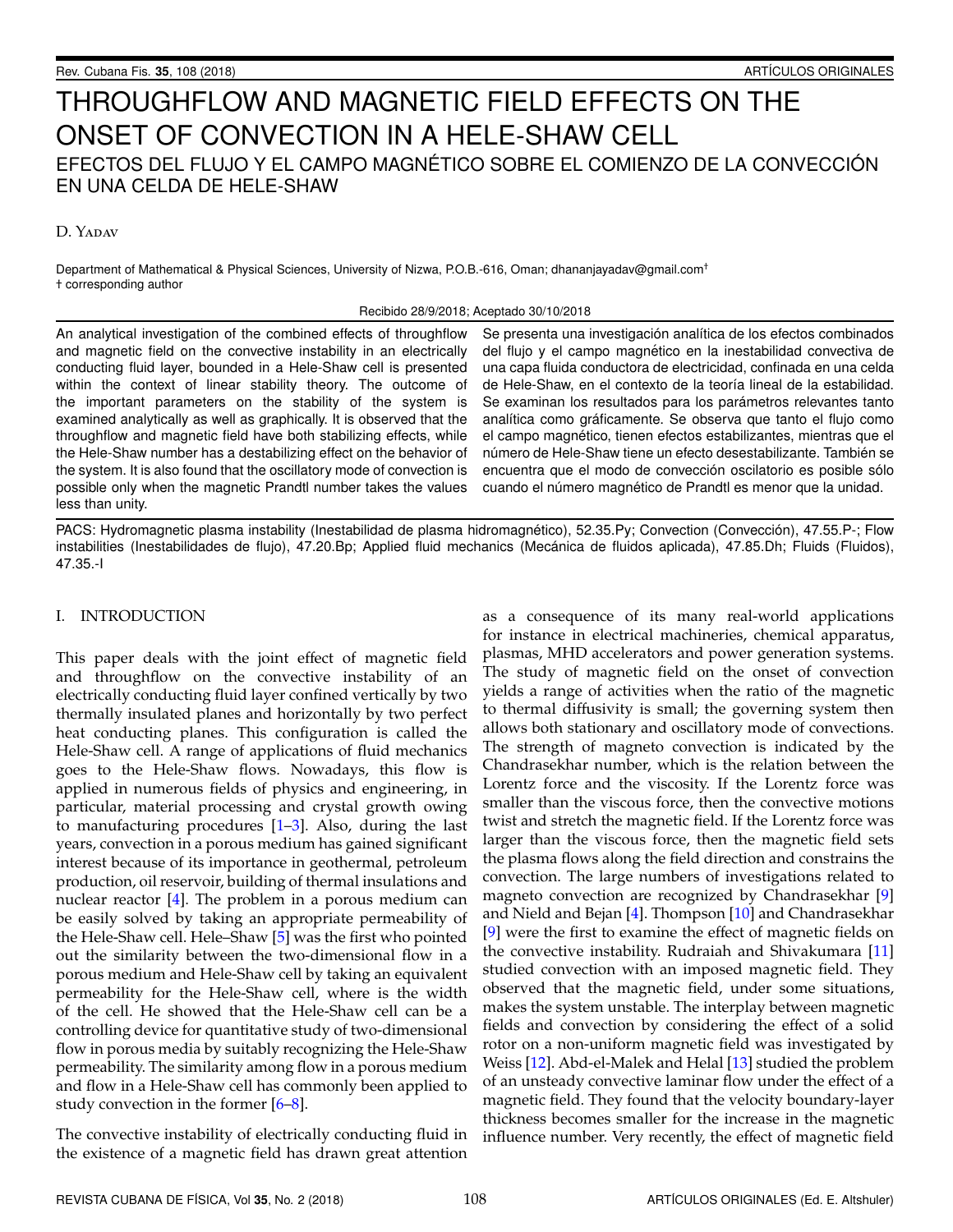# THROUGHFLOW AND MAGNETIC FIELD EFFECTS ON THE ONSET OF CONVECTION IN A HELE-SHAW CELL

## EFECTOS DEL FLUJO Y EL CAMPO MAGNÉTICO SOBRE EL COMIENZO DE LA CONVECCIÓN EN UNA CELDA DE HELE-SHAW

D. Yadav

Department of Mathematical & Physical Sciences, University of Nizwa, P.O.B.-616, Oman; dhananjayadav@gmail.com†
† corresponding author

Recibido 28/9/2018; Aceptado 30/10/2018

An analytical investigation of the combined effects of throughflow and magnetic field on the convective instability in an electrically conducting fluid layer, bounded in a Hele-Shaw cell is presented within the context of linear stability theory. The outcome of the important parameters on the stability of the system is examined analytically as well as graphically. It is observed that the throughflow and magnetic field have both stabilizing effects, while the Hele-Shaw number has a destabilizing effect on the behavior of the system. It is also found that the oscillatory mode of convection is possible only when the magnetic Prandtl number takes the values less than unity.

Se presenta una investigación analítica de los efectos combinados del flujo y el campo magnético en la inestabilidad convectiva de una capa fluida conductora de electricidad, confinada en una celda de Hele-Shaw, en el contexto de la teoría lineal de la estabilidad. Se examinan los resultados para los parámetros relevantes tanto analítica como gráficamente. Se observa que tanto el flujo como el campo magnético, tienen efectos estabilizantes, mientras que el número de Hele-Shaw tiene un efecto desestabilizante. También se encuentra que el modo de convección oscilatorio es posible sólo cuando el número magnético de Prandtl es menor que la unidad.

PACS: Hydromagnetic plasma instability (Inestabilidad de plasma hidromagnético), 52.35.Py; Convection (Convección), 47.55.P-; Flow instabilities (Inestabilidades de flujo), 47.20.Bp; Applied fluid mechanics (Mecánica de fluidos aplicada), 47.85.Dh; Fluids (Fluidos), 47.35.-I

## I. INTRODUCTION

This paper deals with the joint effect of magnetic field and throughflow on the convective instability of an electrically conducting fluid layer confined vertically by two thermally insulated planes and horizontally by two perfect heat conducting planes. This configuration is called the Hele-Shaw cell. A range of applications of fluid mechanics goes to the Hele-Shaw flows. Nowadays, this flow is applied in numerous fields of physics and engineering, in particular, material processing and crystal growth owing to manufacturing procedures [1–3]. Also, during the last years, convection in a porous medium has gained significant interest because of its importance in geothermal, petroleum production, oil reservoir, building of thermal insulations and nuclear reactor [4]. The problem in a porous medium can be easily solved by taking an appropriate permeability of the Hele-Shaw cell. Hele–Shaw [5] was the first who pointed out the similarity between the two-dimensional flow in a porous medium and Hele-Shaw cell by taking an equivalent permeability for the Hele-Shaw cell, where is the width of the cell. He showed that the Hele-Shaw cell can be a controlling device for quantitative study of two-dimensional flow in porous media by suitably recognizing the Hele-Shaw permeability. The similarity among flow in a porous medium and flow in a Hele-Shaw cell has commonly been applied to study convection in the former [6–8].

The convective instability of electrically conducting fluid in the existence of a magnetic field has drawn great attention as a consequence of its many real-world applications for instance in electrical machineries, chemical apparatus, plasmas, MHD accelerators and power generation systems. The study of magnetic field on the onset of convection yields a range of activities when the ratio of the magnetic to thermal diffusivity is small; the governing system then allows both stationary and oscillatory mode of convections. The strength of magneto convection is indicated by the Chandrasekhar number, which is the relation between the Lorentz force and the viscosity. If the Lorentz force was smaller than the viscous force, then the convective motions twist and stretch the magnetic field. If the Lorentz force was larger than the viscous force, then the magnetic field sets the plasma flows along the field direction and constrains the convection. The large numbers of investigations related to magneto convection are recognized by Chandrasekhar [9] and Nield and Bejan [4]. Thompson [10] and Chandrasekhar [9] were the first to examine the effect of magnetic fields on the convective instability. Rudraiah and Shivakumara [11] studied convection with an imposed magnetic field. They observed that the magnetic field, under some situations, makes the system unstable. The interplay between magnetic fields and convection by considering the effect of a solid rotor on a non-uniform magnetic field was investigated by Weiss [12]. Abd-el-Malek and Helal [13] studied the problem of an unsteady convective laminar flow under the effect of a magnetic field. They found that the velocity boundary-layer thickness becomes smaller for the increase in the magnetic influence number. Very recently, the effect of magnetic field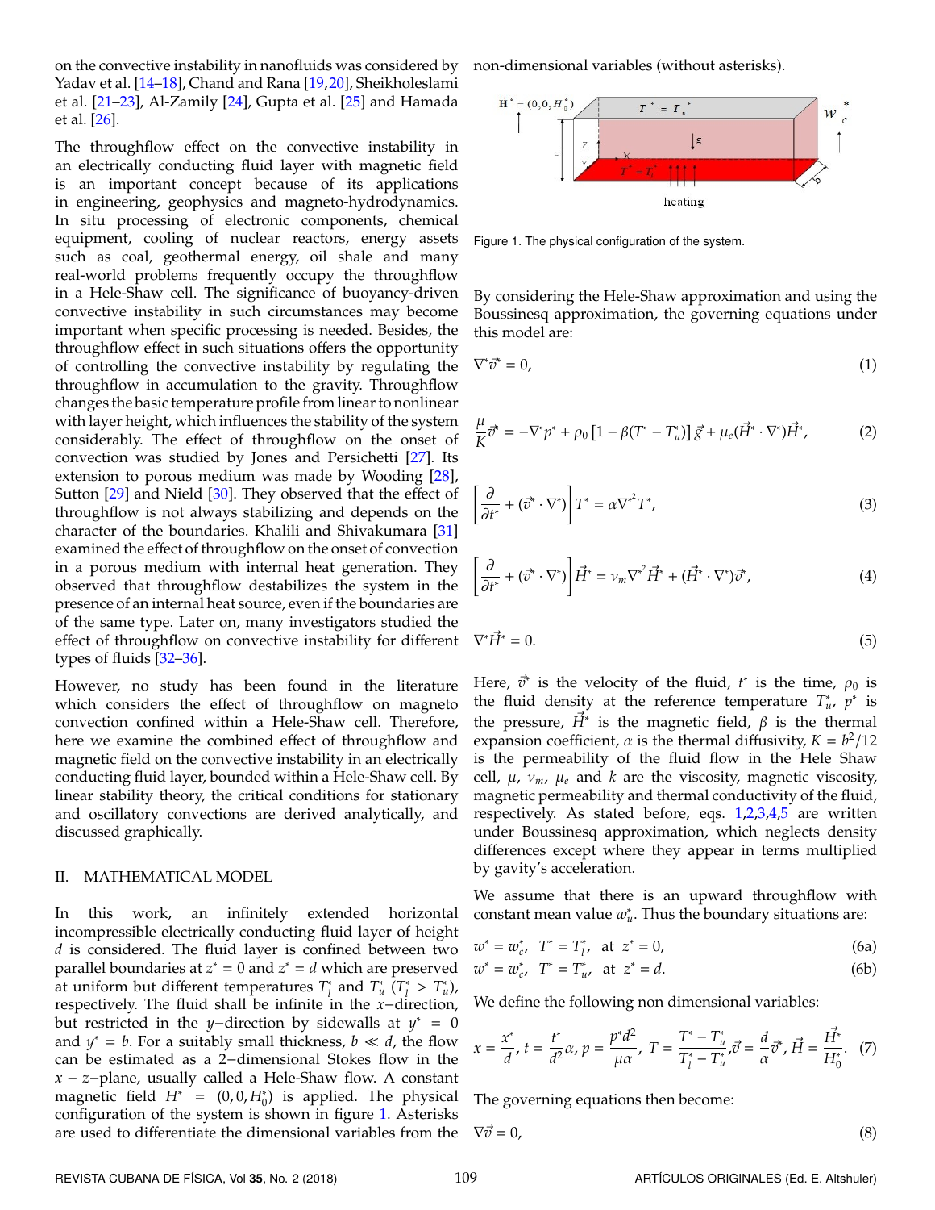on the convective instability in nanofluids was considered by Yadav et al. [14–18], Chand and Rana [19,20], Sheikholeslami et al. [21–23], Al-Zamily [24], Gupta et al. [25] and Hamada et al. [26].

The throughflow effect on the convective instability in an electrically conducting fluid layer with magnetic field is an important concept because of its applications in engineering, geophysics and magneto-hydrodynamics. In situ processing of electronic components, chemical equipment, cooling of nuclear reactors, energy assets such as coal, geothermal energy, oil shale and many real-world problems frequently occupy the throughflow in a Hele-Shaw cell. The significance of buoyancy-driven convective instability in such circumstances may become important when specific processing is needed. Besides, the throughflow effect in such situations offers the opportunity of controlling the convective instability by regulating the throughflow in accumulation to the gravity. Throughflow changes the basic temperature profile from linear to nonlinear with layer height, which influences the stability of the system considerably. The effect of throughflow on the onset of convection was studied by Jones and Persichetti [27]. Its extension to porous medium was made by Wooding [28], Sutton [29] and Nield [30]. They observed that the effect of throughflow is not always stabilizing and depends on the character of the boundaries. Khalili and Shivakumara [31] examined the effect of throughflow on the onset of convection in a porous medium with internal heat generation. They observed that throughflow destabilizes the system in the presence of an internal heat source, even if the boundaries are of the same type. Later on, many investigators studied the effect of throughflow on convective instability for different types of fluids [32–36].

However, no study has been found in the literature which considers the effect of throughflow on magneto convection confined within a Hele-Shaw cell. Therefore, here we examine the combined effect of throughflow and magnetic field on the convective instability in an electrically conducting fluid layer, bounded within a Hele-Shaw cell. By linear stability theory, the critical conditions for stationary and oscillatory convections are derived analytically, and discussed graphically.

## II. MATHEMATICAL MODEL

In this work, an infinitely extended horizontal incompressible electrically conducting fluid layer of height $d$ is considered. The fluid layer is confined between two parallel boundaries at $z^* = 0$ and $z^* = d$ which are preserved at uniform but different temperatures $T_l^*$ and $T_u^*$ ($T_l^* > T_u^*$), respectively. The fluid shall be infinite in the $x-$direction, but restricted in the $y-$direction by sidewalls at $y^* = 0$ and $y^* = b$. For a suitably small thickness, $b \ll d$, the flow can be estimated as a 2−dimensional Stokes flow in the $x-z-$plane, usually called a Hele-Shaw flow. A constant magnetic field $H^* = (0, 0, H_0^*)$ is applied. The physical configuration of the system is shown in figure 1. Asterisks are used to differentiate the dimensional variables from the non-dimensional variables (without asterisks).

Figure 1. The physical configuration of the system.

By considering the Hele-Shaw approximation and using the Boussinesq approximation, the governing equations under this model are:

$$\nabla^* \vec{v}^* = 0, \tag{1}$$

$$\frac{\mu}{K}\vec{v}^* = -\nabla^* p^* + \rho_0 \left[1 - \beta(T^* - T_u^*)\right] \vec{g} + \mu_e (\vec{H}^* \cdot \nabla^*) \vec{H}^*, \tag{2}$$

$$\left[\frac{\partial}{\partial t^*} + (\vec{v}^* \cdot \nabla^*)\right] T^* = \alpha \nabla^{*^2} T^*, \tag{3}$$

$$\left[\frac{\partial}{\partial t^*} + (\vec{v}^* \cdot \nabla^*)\right] \vec{H}^* = \nu_m \nabla^{*^2} \vec{H}^* + (\vec{H}^* \cdot \nabla^*) \vec{v}^*, \tag{4}$$

$$\nabla^* \vec{H}^* = 0. \tag{5}$$

Here, $\vec{v}^*$ is the velocity of the fluid, $t^*$ is the time, $\rho_0$ is the fluid density at the reference temperature $T_u^*$, $p^*$ is the pressure, $\vec{H}^*$ is the magnetic field, $\beta$ is the thermal expansion coefficient, $\alpha$ is the thermal diffusivity, $K = b^2/12$ is the permeability of the fluid flow in the Hele Shaw cell, $\mu$, $\nu_m$, $\mu_e$ and $k$ are the viscosity, magnetic viscosity, magnetic permeability and thermal conductivity of the fluid, respectively. As stated before, eqs. 1,2,3,4,5 are written under Boussinesq approximation, which neglects density differences except where they appear in terms multiplied by gravity's acceleration.

We assume that there is an upward throughflow with constant mean value $w_u^*$. Thus the boundary situations are:

$$w^* = w_c^*, \quad T^* = T_l^*, \quad \text{at } z^* = 0, \tag{6a}$$

$$w^* = w_c^*, \quad T^* = T_u^*, \quad \text{at } z^* = d. \tag{6b}$$

We define the following non dimensional variables:

$$x = \frac{x^*}{d},\; t = \frac{t^*}{d^2}\alpha,\; p = \frac{p^* d^2}{\mu\alpha},\; T = \frac{T^* - T_u^*}{T_l^* - T_u^*}, \vec{v} = \frac{d}{\alpha}\vec{v}^*,\; \vec{H} = \frac{\vec{H}^*}{H_0^*}. \tag{7}$$

The governing equations then become:

$$\nabla \vec{v} = 0, \tag{8}$$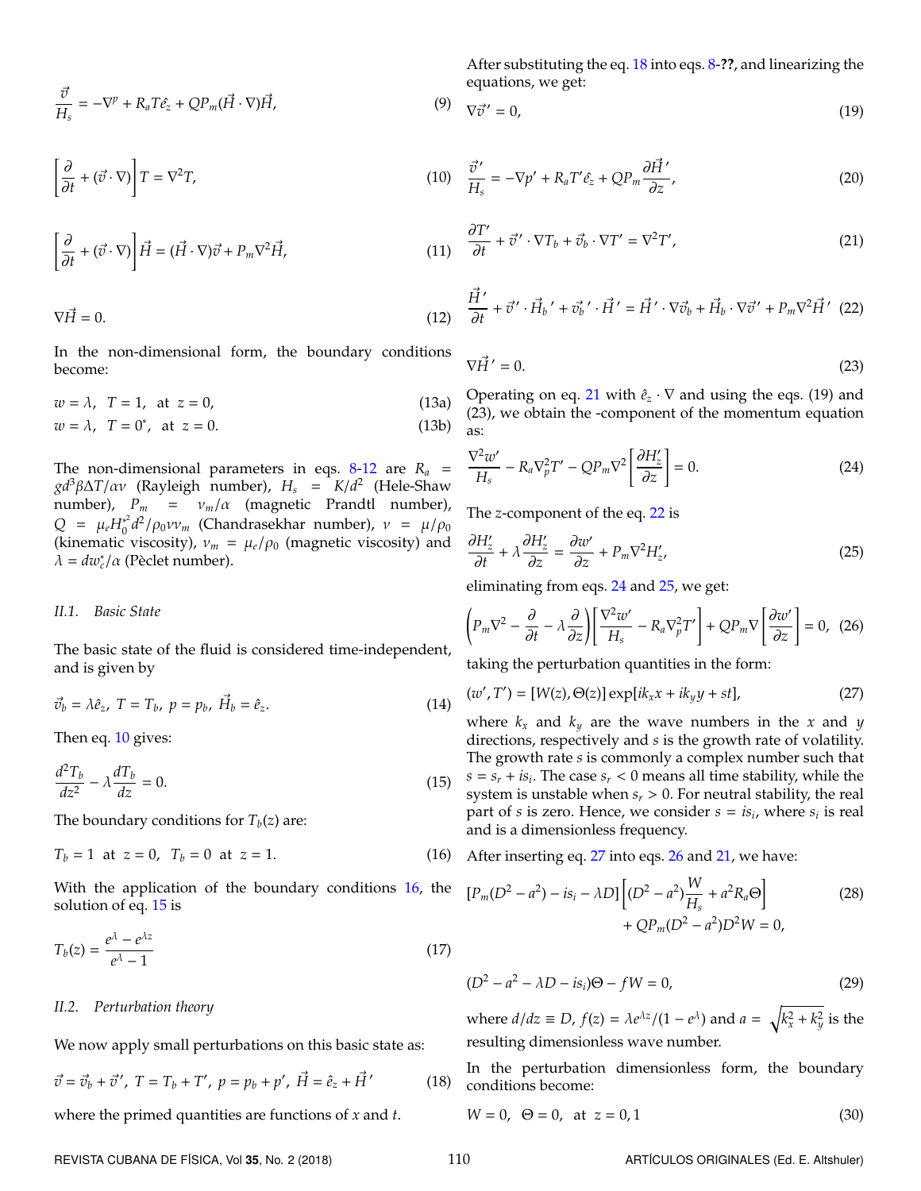$$\frac{\vec{v}}{H_s} = -\nabla^p + R_a T\hat{e}_z + QP_m(\vec{H}\cdot\nabla)\vec{H}, \tag{9}$$

$$\left[\frac{\partial}{\partial t} + (\vec{v}\cdot\nabla)\right]T = \nabla^2 T, \tag{10}$$

$$\left[\frac{\partial}{\partial t} + (\vec{v}\cdot\nabla)\right]\vec{H} = (\vec{H}\cdot\nabla)\vec{v} + P_m\nabla^2\vec{H}, \tag{11}$$

$$\nabla\vec{H} = 0. \tag{12}$$

In the non-dimensional form, the boundary conditions become:

$$w = \lambda,\ \ T = 1,\ \ \text{at}\ \ z = 0, \tag{13a}$$

$$w = \lambda,\ \ T = 0^*,\ \ \text{at}\ \ z = 0. \tag{13b}$$

The non-dimensional parameters in eqs. 8-12 are $R_a = gd^3\beta\Delta T/\alpha\nu$ (Rayleigh number), $H_s = K/d^2$ (Hele-Shaw number), $P_m = \nu_m/\alpha$ (magnetic Prandtl number), $Q = \mu_e H_0^{*2} d^2/\rho_0\nu\nu_m$ (Chandrasekhar number), $\nu = \mu/\rho_0$ (kinematic viscosity), $\nu_m = \mu_e/\rho_0$ (magnetic viscosity) and $\lambda = dw_c^*/\alpha$ (Pèclet number).

### II.1. Basic State

The basic state of the fluid is considered time-independent, and is given by

$$\vec{v}_b = \lambda\hat{e}_z,\ T = T_b,\ p = p_b,\ \vec{H}_b = \hat{e}_z. \tag{14}$$

Then eq. 10 gives:

$$\frac{d^2T_b}{dz^2} - \lambda\frac{dT_b}{dz} = 0. \tag{15}$$

The boundary conditions for $T_b(z)$ are:

$$T_b = 1\ \text{at}\ z = 0,\ \ T_b = 0\ \text{at}\ z = 1. \tag{16}$$

With the application of the boundary conditions 16, the solution of eq. 15 is

$$T_b(z) = \frac{e^{\lambda} - e^{\lambda z}}{e^{\lambda} - 1} \tag{17}$$

### II.2. Perturbation theory

We now apply small perturbations on this basic state as:

$$\vec{v} = \vec{v}_b + \vec{v}',\ T = T_b + T',\ p = p_b + p',\ \vec{H} = \hat{e}_z + \vec{H}' \tag{18}$$

where the primed quantities are functions of $x$ and $t$.

After substituting the eq. 18 into eqs. 8-**??**, and linearizing the equations, we get:

$$\nabla\vec{v}' = 0, \tag{19}$$

$$\frac{\vec{v}'}{H_s} = -\nabla p' + R_a T'\hat{e}_z + QP_m\frac{\partial\vec{H}'}{\partial z}, \tag{20}$$

$$\frac{\partial T'}{\partial t} + \vec{v}'\cdot\nabla T_b + \vec{v}_b\cdot\nabla T' = \nabla^2 T', \tag{21}$$

$$\frac{\vec{H}'}{\partial t} + \vec{v}'\cdot\vec{H}_b{}' + \vec{v}_b{}'\cdot\vec{H}' = \vec{H}'\cdot\nabla\vec{v}_b + \vec{H}_b\cdot\nabla\vec{v}' + P_m\nabla^2\vec{H}' \tag{22}$$

$$\nabla\vec{H}' = 0. \tag{23}$$

Operating on eq. 21 with $\hat{e}_z\cdot\nabla$ and using the eqs. (19) and (23), we obtain the -component of the momentum equation as:

$$\frac{\nabla^2 w'}{H_s} - R_a\nabla_p^2 T' - QP_m\nabla^2\left[\frac{\partial H_z'}{\partial z}\right] = 0. \tag{24}$$

The $z$-component of the eq. 22 is

$$\frac{\partial H_z'}{\partial t} + \lambda\frac{\partial H_z'}{\partial z} = \frac{\partial w'}{\partial z} + P_m\nabla^2 H_z', \tag{25}$$

eliminating from eqs. 24 and 25, we get:

$$\left(P_m\nabla^2 - \frac{\partial}{\partial t} - \lambda\frac{\partial}{\partial z}\right)\left[\frac{\nabla^2 w'}{H_s} - R_a\nabla_p^2 T'\right] + QP_m\nabla\left[\frac{\partial w'}{\partial z}\right] = 0, \tag{26}$$

taking the perturbation quantities in the form:

$$(w', T') = [W(z), \Theta(z)]\exp[ik_x x + ik_y y + st], \tag{27}$$

where $k_x$ and $k_y$ are the wave numbers in the $x$ and $y$ directions, respectively and $s$ is the growth rate of volatility. The growth rate $s$ is commonly a complex number such that $s = s_r + is_i$. The case $s_r < 0$ means all time stability, while the system is unstable when $s_r > 0$. For neutral stability, the real part of $s$ is zero. Hence, we consider $s = is_i$, where $s_i$ is real and is a dimensionless frequency.

After inserting eq. 27 into eqs. 26 and 21, we have:

$$\begin{aligned}[P_m(D^2 - a^2) - is_i - \lambda D]&\left[(D^2 - a^2)\frac{W}{H_s} + a^2 R_a\Theta\right] \\ &+ QP_m(D^2 - a^2)D^2 W = 0,\end{aligned} \tag{28}$$

$$(D^2 - a^2 - \lambda D - is_i)\Theta - fW = 0, \tag{29}$$

where $d/dz \equiv D$, $f(z) = \lambda e^{\lambda z}/(1 - e^{\lambda})$ and $a = \sqrt{k_x^2 + k_y^2}$ is the resulting dimensionless wave number.

In the perturbation dimensionless form, the boundary conditions become:

$$W = 0,\ \ \Theta = 0,\ \ \text{at}\ \ z = 0, 1 \tag{30}$$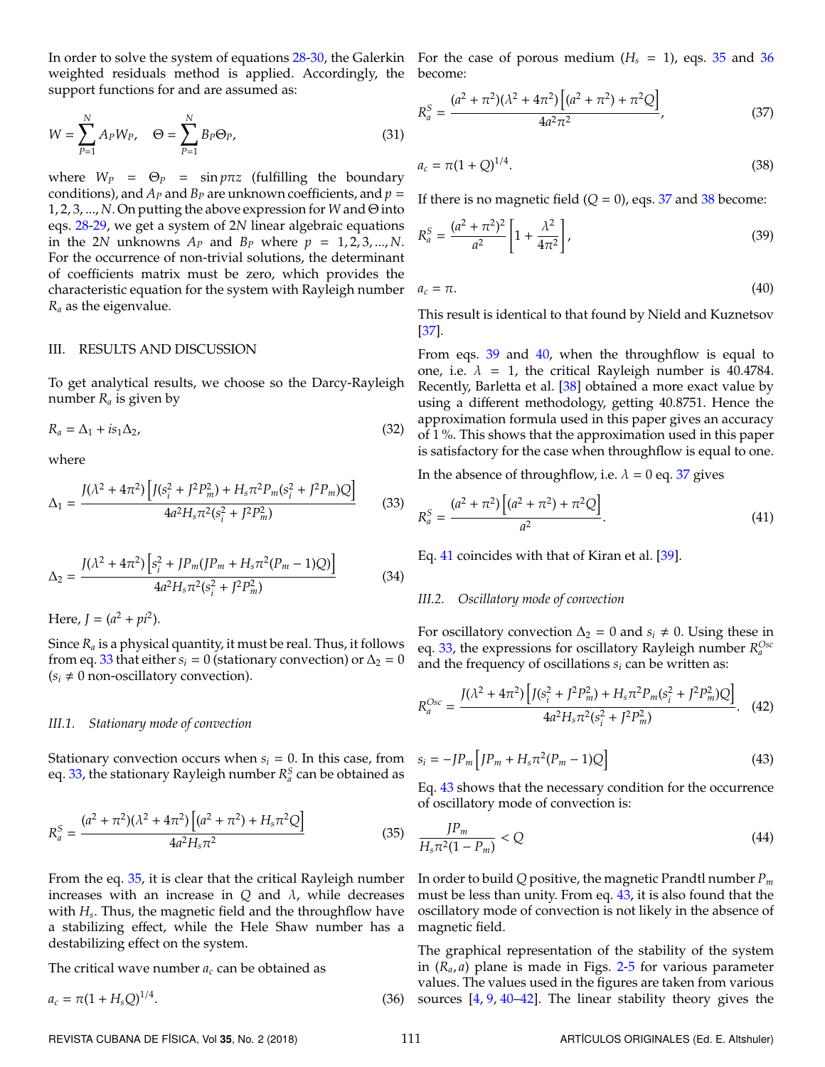In order to solve the system of equations 28-30, the Galerkin weighted residuals method is applied. Accordingly, the support functions for and are assumed as:

$$W = \sum_{P=1}^{N} A_P W_P, \quad \Theta = \sum_{P=1}^{N} B_P \Theta_P, \tag{31}$$

where $W_P = \Theta_P = \sin p\pi z$ (fulfilling the boundary conditions), and $A_P$ and $B_P$ are unknown coefficients, and $p = 1, 2, 3, ..., N$. On putting the above expression for $W$ and $\Theta$ into eqs. 28-29, we get a system of $2N$ linear algebraic equations in the $2N$ unknowns $A_P$ and $B_P$ where $p = 1, 2, 3, ..., N$. For the occurrence of non-trivial solutions, the determinant of coefficients matrix must be zero, which provides the characteristic equation for the system with Rayleigh number $R_a$ as the eigenvalue.

## III. RESULTS AND DISCUSSION

To get analytical results, we choose so the Darcy-Rayleigh number $R_a$ is given by

$$R_a = \Delta_1 + is_1\Delta_2, \tag{32}$$

where

$$\Delta_1 = \frac{J(\lambda^2 + 4\pi^2)\left[J(s_i^2 + J^2P_m^2) + H_s\pi^2 P_m(s_i^2 + J^2P_m)Q\right]}{4a^2H_s\pi^2(s_i^2 + J^2P_m^2)} \tag{33}$$

$$\Delta_2 = \frac{J(\lambda^2 + 4\pi^2)\left[s_i^2 + JP_m(JP_m + H_s\pi^2(P_m - 1)Q)\right]}{4a^2H_s\pi^2(s_i^2 + J^2P_m^2)} \tag{34}$$

Here, $J = (a^2 + pi^2)$.

Since $R_a$ is a physical quantity, it must be real. Thus, it follows from eq. 33 that either $s_i = 0$ (stationary convection) or $\Delta_2 = 0$ ($s_i \neq 0$ non-oscillatory convection).

### *III.1. Stationary mode of convection*

Stationary convection occurs when $s_i = 0$. In this case, from eq. 33, the stationary Rayleigh number $R_a^S$ can be obtained as

$$R_a^S = \frac{(a^2 + \pi^2)(\lambda^2 + 4\pi^2)\left[(a^2 + \pi^2) + H_s\pi^2 Q\right]}{4a^2H_s\pi^2} \tag{35}$$

From the eq. 35, it is clear that the critical Rayleigh number increases with an increase in $Q$ and $\lambda$, while decreases with $H_s$. Thus, the magnetic field and the throughflow have a stabilizing effect, while the Hele Shaw number has a destabilizing effect on the system.

The critical wave number $a_c$ can be obtained as

$$a_c = \pi(1 + H_sQ)^{1/4}. \tag{36}$$

For the case of porous medium ($H_s = 1$), eqs. 35 and 36 become:

$$R_a^S = \frac{(a^2 + \pi^2)(\lambda^2 + 4\pi^2)\left[(a^2 + \pi^2) + \pi^2 Q\right]}{4a^2\pi^2}, \tag{37}$$

$$a_c = \pi(1 + Q)^{1/4}. \tag{38}$$

If there is no magnetic field ($Q = 0$), eqs. 37 and 38 become:

$$R_a^S = \frac{(a^2 + \pi^2)^2}{a^2}\left[1 + \frac{\lambda^2}{4\pi^2}\right], \tag{39}$$

$$a_c = \pi. \tag{40}$$

This result is identical to that found by Nield and Kuznetsov [37].

From eqs. 39 and 40, when the throughflow is equal to one, i.e. $\lambda = 1$, the critical Rayleigh number is 40.4784. Recently, Barletta et al. [38] obtained a more exact value by using a different methodology, getting 40.8751. Hence the approximation formula used in this paper gives an accuracy of 1 %. This shows that the approximation used in this paper is satisfactory for the case when throughflow is equal to one.

In the absence of throughflow, i.e. $\lambda = 0$ eq. 37 gives

$$R_a^S = \frac{(a^2 + \pi^2)\left[(a^2 + \pi^2) + \pi^2 Q\right]}{a^2}. \tag{41}$$

Eq. 41 coincides with that of Kiran et al. [39].

### *III.2. Oscillatory mode of convection*

For oscillatory convection $\Delta_2 = 0$ and $s_i \neq 0$. Using these in eq. 33, the expressions for oscillatory Rayleigh number $R_a^{Osc}$ and the frequency of oscillations $s_i$ can be written as:

$$R_a^{Osc} = \frac{J(\lambda^2 + 4\pi^2)\left[J(s_i^2 + J^2P_m^2) + H_s\pi^2 P_m(s_i^2 + J^2P_m)Q\right]}{4a^2H_s\pi^2(s_i^2 + J^2P_m^2)}. \tag{42}$$

$$s_i = -JP_m\left[JP_m + H_s\pi^2(P_m - 1)Q\right] \tag{43}$$

Eq. 43 shows that the necessary condition for the occurrence of oscillatory mode of convection is:

$$\frac{JP_m}{H_s\pi^2(1 - P_m)} < Q \tag{44}$$

In order to build $Q$ positive, the magnetic Prandtl number $P_m$ must be less than unity. From eq. 43, it is also found that the oscillatory mode of convection is not likely in the absence of magnetic field.

The graphical representation of the stability of the system in $(R_a, a)$ plane is made in Figs. 2-5 for various parameter values. The values used in the figures are taken from various sources [4, 9, 40–42]. The linear stability theory gives the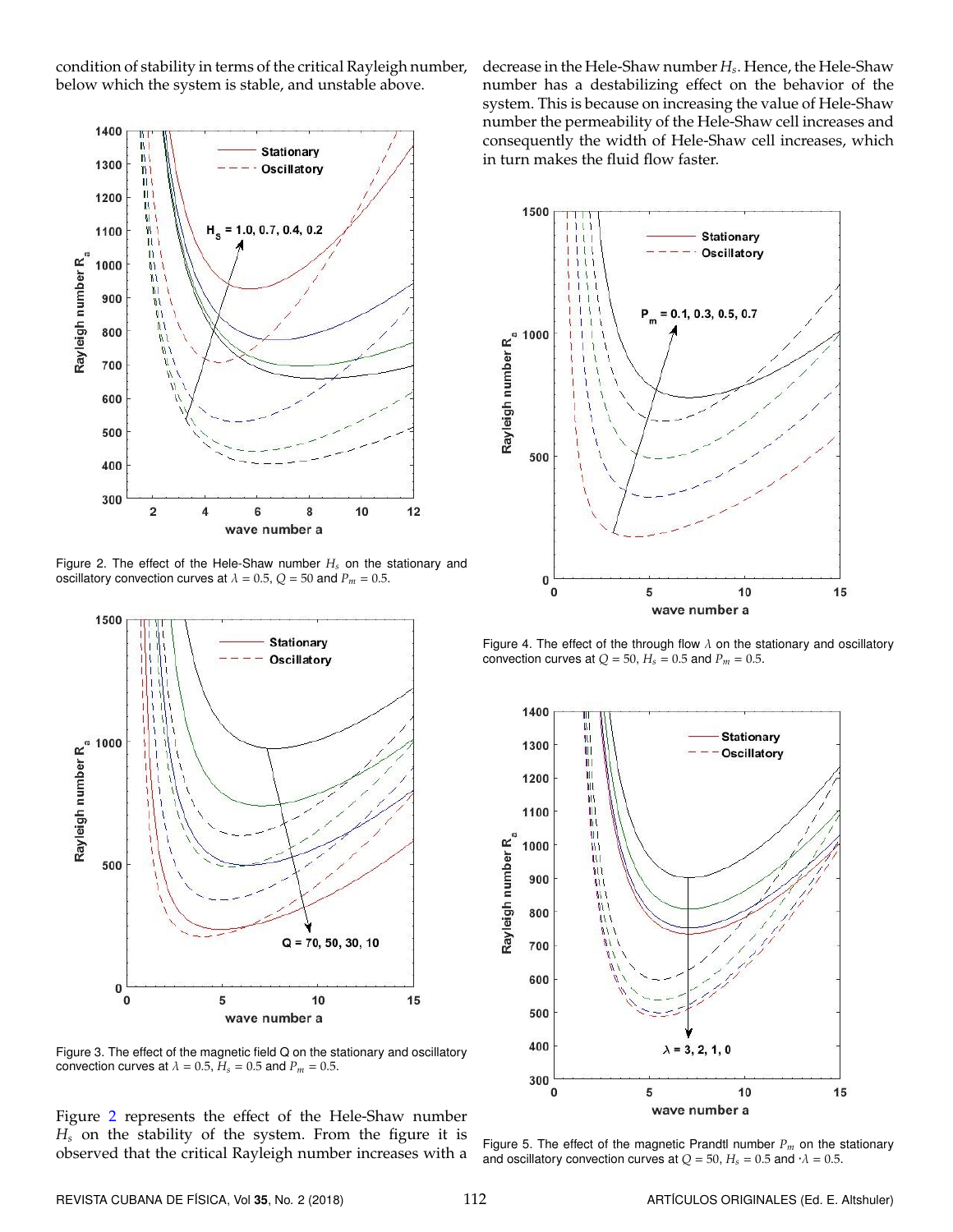condition of stability in terms of the critical Rayleigh number, below which the system is stable, and unstable above.

Figure 2. The effect of the Hele-Shaw number $H_s$ on the stationary and oscillatory convection curves at $\lambda = 0.5$, $Q = 50$ and $P_m = 0.5$.

Figure 3. The effect of the magnetic field Q on the stationary and oscillatory convection curves at $\lambda = 0.5$, $H_s = 0.5$ and $P_m = 0.5$.

Figure 2 represents the effect of the Hele-Shaw number $H_s$ on the stability of the system. From the figure it is observed that the critical Rayleigh number increases with a decrease in the Hele-Shaw number $H_s$. Hence, the Hele-Shaw number has a destabilizing effect on the behavior of the system. This is because on increasing the value of Hele-Shaw number the permeability of the Hele-Shaw cell increases and consequently the width of Hele-Shaw cell increases, which in turn makes the fluid flow faster.

Figure 4. The effect of the through flow $\lambda$ on the stationary and oscillatory convection curves at $Q = 50$, $H_s = 0.5$ and $P_m = 0.5$.

Figure 5. The effect of the magnetic Prandtl number $P_m$ on the stationary and oscillatory convection curves at $Q = 50$, $H_s = 0.5$ and $\lambda = 0.5$.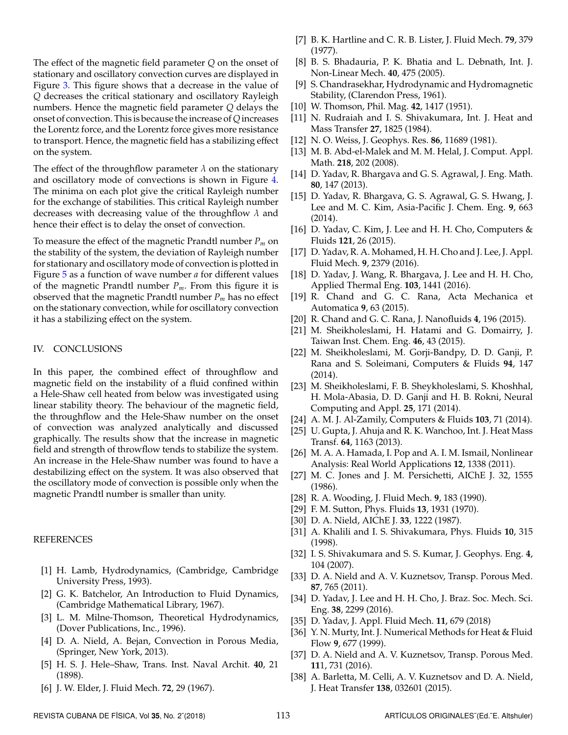The effect of the magnetic field parameter $Q$ on the onset of stationary and oscillatory convection curves are displayed in Figure 3. This figure shows that a decrease in the value of $Q$ decreases the critical stationary and oscillatory Rayleigh numbers. Hence the magnetic field parameter $Q$ delays the onset of convection. This is because the increase of $Q$ increases the Lorentz force, and the Lorentz force gives more resistance to transport. Hence, the magnetic field has a stabilizing effect on the system.

The effect of the throughflow parameter $\lambda$ on the stationary and oscillatory mode of convections is shown in Figure 4. The minima on each plot give the critical Rayleigh number for the exchange of stabilities. This critical Rayleigh number decreases with decreasing value of the throughflow $\lambda$ and hence their effect is to delay the onset of convection.

To measure the effect of the magnetic Prandtl number $P_m$ on the stability of the system, the deviation of Rayleigh number for stationary and oscillatory mode of convection is plotted in Figure 5 as a function of wave number $a$ for different values of the magnetic Prandtl number $P_m$. From this figure it is observed that the magnetic Prandtl number $P_m$ has no effect on the stationary convection, while for oscillatory convection it has a stabilizing effect on the system.

## IV. CONCLUSIONS

In this paper, the combined effect of throughflow and magnetic field on the instability of a fluid confined within a Hele-Shaw cell heated from below was investigated using linear stability theory. The behaviour of the magnetic field, the throughflow and the Hele-Shaw number on the onset of convection was analyzed analytically and discussed graphically. The results show that the increase in magnetic field and strength of throwflow tends to stabilize the system. An increase in the Hele-Shaw number was found to have a destabilizing effect on the system. It was also observed that the oscillatory mode of convection is possible only when the magnetic Prandtl number is smaller than unity.

## REFERENCES

[1] H. Lamb, Hydrodynamics, (Cambridge, Cambridge University Press, 1993).

[2] G. K. Batchelor, An Introduction to Fluid Dynamics, (Cambridge Mathematical Library, 1967).

[3] L. M. Milne-Thomson, Theoretical Hydrodynamics, (Dover Publications, Inc., 1996).

[4] D. A. Nield, A. Bejan, Convection in Porous Media, (Springer, New York, 2013).

[5] H. S. J. Hele–Shaw, Trans. Inst. Naval Archit. **40**, 21 (1898).

[6] J. W. Elder, J. Fluid Mech. **72**, 29 (1967).

[7] B. K. Hartline and C. R. B. Lister, J. Fluid Mech. **79**, 379 (1977).

[8] B. S. Bhadauria, P. K. Bhatia and L. Debnath, Int. J. Non-Linear Mech. **40**, 475 (2005).

[9] S. Chandrasekhar, Hydrodynamic and Hydromagnetic Stability, (Clarendon Press, 1961).

[10] W. Thomson, Phil. Mag. **42**, 1417 (1951).

[11] N. Rudraiah and I. S. Shivakumara, Int. J. Heat and Mass Transfer **27**, 1825 (1984).

[12] N. O. Weiss, J. Geophys. Res. **86**, 11689 (1981).

[13] M. B. Abd-el-Malek and M. M. Helal, J. Comput. Appl. Math. **218**, 202 (2008).

[14] D. Yadav, R. Bhargava and G. S. Agrawal, J. Eng. Math. **80**, 147 (2013).

[15] D. Yadav, R. Bhargava, G. S. Agrawal, G. S. Hwang, J. Lee and M. C. Kim, Asia-Pacific J. Chem. Eng. **9**, 663 (2014).

[16] D. Yadav, C. Kim, J. Lee and H. H. Cho, Computers & Fluids **121**, 26 (2015).

[17] D. Yadav, R. A. Mohamed, H. H. Cho and J. Lee, J. Appl. Fluid Mech. **9**, 2379 (2016).

[18] D. Yadav, J. Wang, R. Bhargava, J. Lee and H. H. Cho, Applied Thermal Eng. **103**, 1441 (2016).

[19] R. Chand and G. C. Rana, Acta Mechanica et Automatica **9**, 63 (2015).

[20] R. Chand and G. C. Rana, J. Nanofluids **4**, 196 (2015).

[21] M. Sheikholeslami, H. Hatami and G. Domairry, J. Taiwan Inst. Chem. Eng. **46**, 43 (2015).

[22] M. Sheikholeslami, M. Gorji-Bandpy, D. D. Ganji, P. Rana and S. Soleimani, Computers & Fluids **94**, 147 (2014).

[23] M. Sheikholeslami, F. B. Sheykholeslami, S. Khoshhal, H. Mola-Abasia, D. D. Ganji and H. B. Rokni, Neural Computing and Appl. **25**, 171 (2014).

[24] A. M. J. Al-Zamily, Computers & Fluids **103**, 71 (2014).

[25] U. Gupta, J. Ahuja and R. K. Wanchoo, Int. J. Heat Mass Transf. **64**, 1163 (2013).

[26] M. A. A. Hamada, I. Pop and A. I. M. Ismail, Nonlinear Analysis: Real World Applications **12**, 1338 (2011).

[27] M. C. Jones and J. M. Persichetti, AIChE J. 32, 1555 (1986).

[28] R. A. Wooding, J. Fluid Mech. **9**, 183 (1990).

[29] F. M. Sutton, Phys. Fluids **13**, 1931 (1970).

[30] D. A. Nield, AIChE J. **33**, 1222 (1987).

[31] A. Khalili and I. S. Shivakumara, Phys. Fluids **10**, 315 (1998).

[32] I. S. Shivakumara and S. S. Kumar, J. Geophys. Eng. **4**, 104 (2007).

[33] D. A. Nield and A. V. Kuznetsov, Transp. Porous Med. **87**, 765 (2011).

[34] D. Yadav, J. Lee and H. H. Cho, J. Braz. Soc. Mech. Sci. Eng. **38**, 2299 (2016).

[35] D. Yadav, J. Appl. Fluid Mech. **11**, 679 (2018)

[36] Y. N. Murty, Int. J. Numerical Methods for Heat & Fluid Flow **9**, 677 (1999).

[37] D. A. Nield and A. V. Kuznetsov, Transp. Porous Med. **11**1, 731 (2016).

[38] A. Barletta, M. Celli, A. V. Kuznetsov and D. A. Nield, J. Heat Transfer **138**, 032601 (2015).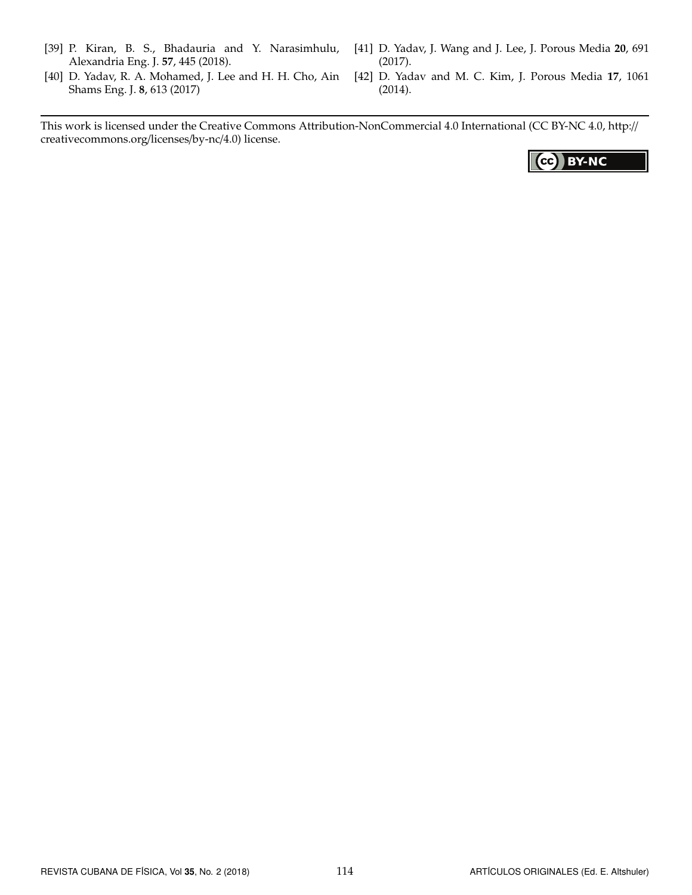[39] P. Kiran, B. S., Bhadauria and Y. Narasimhulu, Alexandria Eng. J. **57**, 445 (2018).

[40] D. Yadav, R. A. Mohamed, J. Lee and H. H. Cho, Ain Shams Eng. J. **8**, 613 (2017)

[41] D. Yadav, J. Wang and J. Lee, J. Porous Media **20**, 691 (2017).

[42] D. Yadav and M. C. Kim, J. Porous Media **17**, 1061 (2014).

---

This work is licensed under the Creative Commons Attribution-NonCommercial 4.0 International (CC BY-NC 4.0, http://creativecommons.org/licenses/by-nc/4.0) license.

(cc) BY-NC